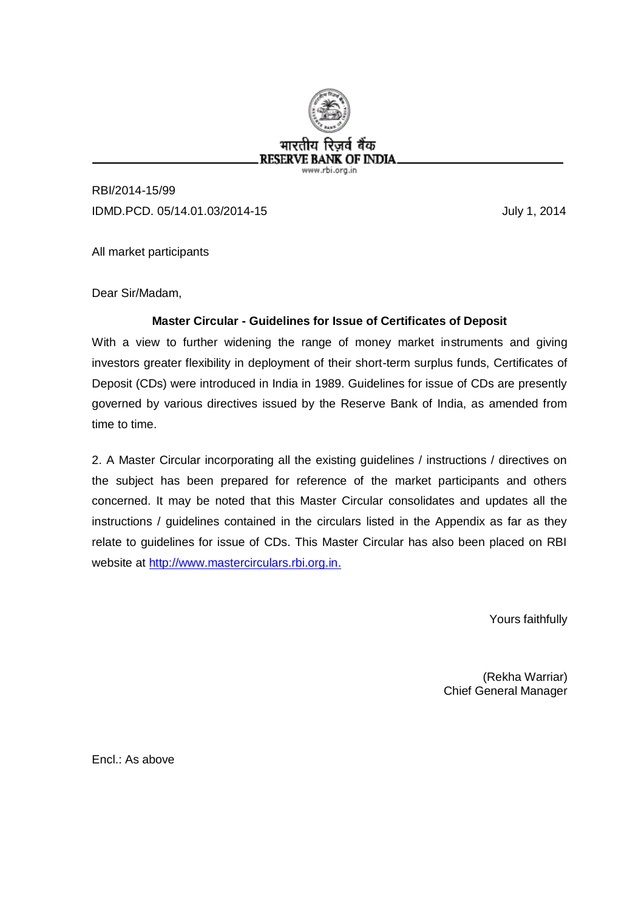भारतीय रिज़र्व बैंक
RESERVE BANK OF INDIA
www.rbi.org.in

RBI/2014-15/99
IDMD.PCD. 05/14.01.03/2014-15 July 1, 2014

All market participants

Dear Sir/Madam,

**Master Circular - Guidelines for Issue of Certificates of Deposit**

With a view to further widening the range of money market instruments and giving investors greater flexibility in deployment of their short-term surplus funds, Certificates of Deposit (CDs) were introduced in India in 1989. Guidelines for issue of CDs are presently governed by various directives issued by the Reserve Bank of India, as amended from time to time.

2. A Master Circular incorporating all the existing guidelines / instructions / directives on the subject has been prepared for reference of the market participants and others concerned. It may be noted that this Master Circular consolidates and updates all the instructions / guidelines contained in the circulars listed in the Appendix as far as they relate to guidelines for issue of CDs. This Master Circular has also been placed on RBI website at http://www.mastercirculars.rbi.org.in.

Yours faithfully

(Rekha Warriar)
Chief General Manager

Encl.: As above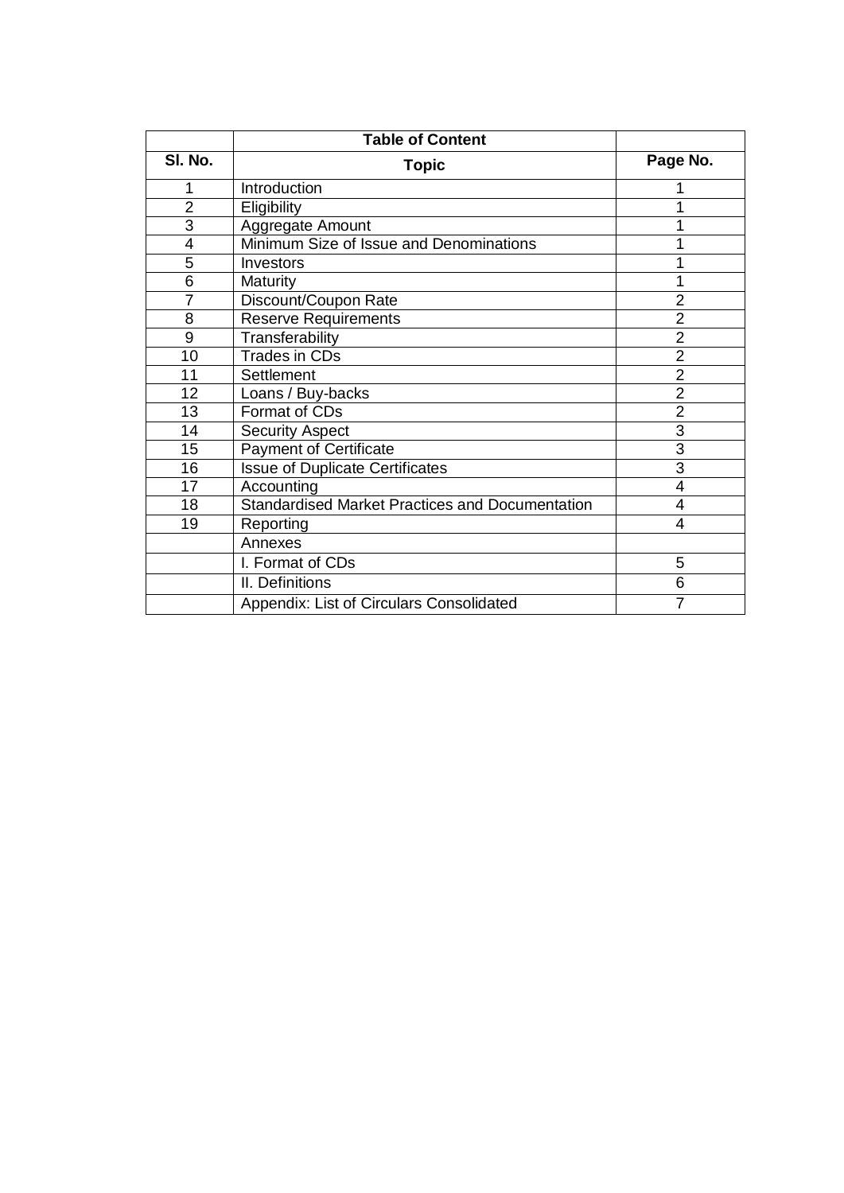|  | **Table of Content** |  |
|---|---|---|
| **Sl. No.** | **Topic** | **Page No.** |
| 1 | Introduction | 1 |
| 2 | Eligibility | 1 |
| 3 | Aggregate Amount | 1 |
| 4 | Minimum Size of Issue and Denominations | 1 |
| 5 | Investors | 1 |
| 6 | Maturity | 1 |
| 7 | Discount/Coupon Rate | 2 |
| 8 | Reserve Requirements | 2 |
| 9 | Transferability | 2 |
| 10 | Trades in CDs | 2 |
| 11 | Settlement | 2 |
| 12 | Loans / Buy-backs | 2 |
| 13 | Format of CDs | 2 |
| 14 | Security Aspect | 3 |
| 15 | Payment of Certificate | 3 |
| 16 | Issue of Duplicate Certificates | 3 |
| 17 | Accounting | 4 |
| 18 | Standardised Market Practices and Documentation | 4 |
| 19 | Reporting | 4 |
|  | Annexes |  |
|  | I. Format of CDs | 5 |
|  | II. Definitions | 6 |
|  | Appendix: List of Circulars Consolidated | 7 |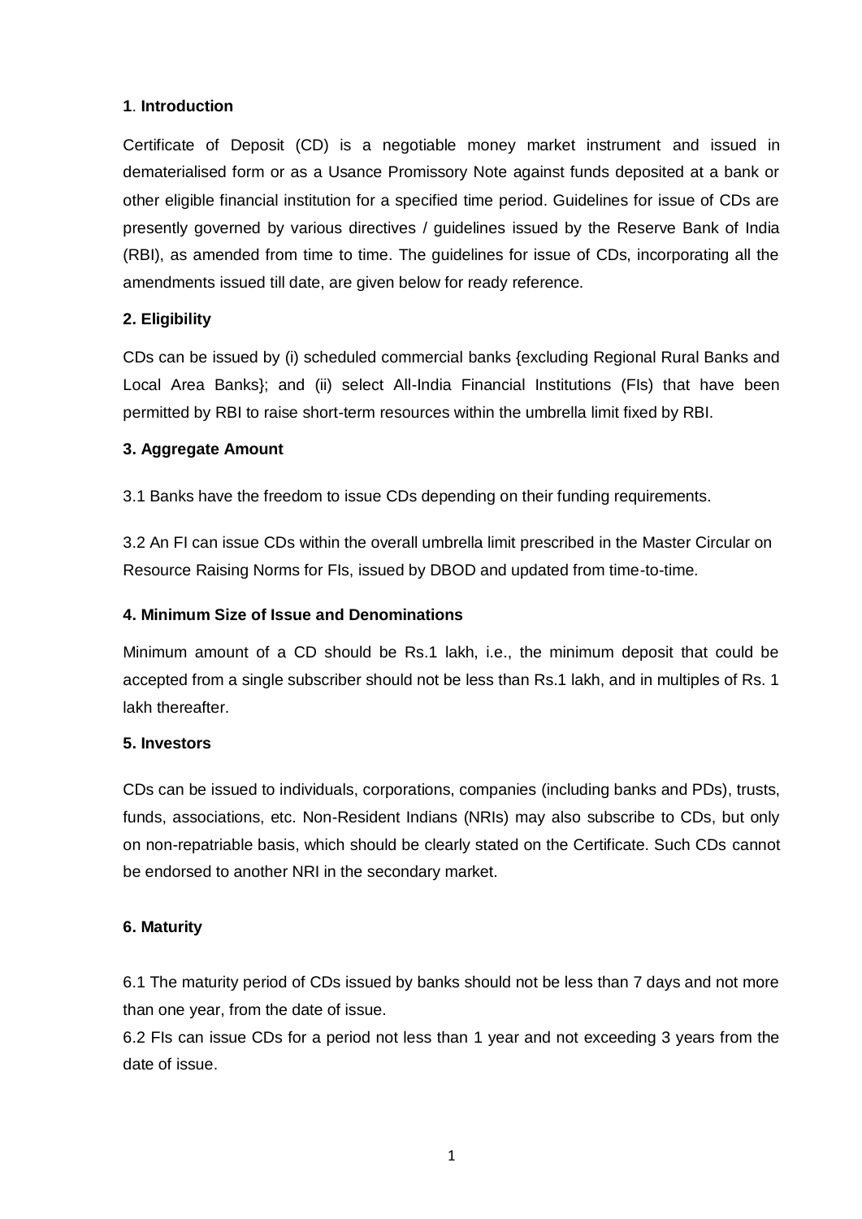## 1. Introduction

Certificate of Deposit (CD) is a negotiable money market instrument and issued in dematerialised form or as a Usance Promissory Note against funds deposited at a bank or other eligible financial institution for a specified time period. Guidelines for issue of CDs are presently governed by various directives / guidelines issued by the Reserve Bank of India (RBI), as amended from time to time. The guidelines for issue of CDs, incorporating all the amendments issued till date, are given below for ready reference.

## 2. Eligibility

CDs can be issued by (i) scheduled commercial banks {excluding Regional Rural Banks and Local Area Banks}; and (ii) select All-India Financial Institutions (FIs) that have been permitted by RBI to raise short-term resources within the umbrella limit fixed by RBI.

## 3. Aggregate Amount

3.1 Banks have the freedom to issue CDs depending on their funding requirements.

3.2 An FI can issue CDs within the overall umbrella limit prescribed in the Master Circular on Resource Raising Norms for FIs, issued by DBOD and updated from time-to-time.

## 4. Minimum Size of Issue and Denominations

Minimum amount of a CD should be Rs.1 lakh, i.e., the minimum deposit that could be accepted from a single subscriber should not be less than Rs.1 lakh, and in multiples of Rs. 1 lakh thereafter.

## 5. Investors

CDs can be issued to individuals, corporations, companies (including banks and PDs), trusts, funds, associations, etc. Non-Resident Indians (NRIs) may also subscribe to CDs, but only on non-repatriable basis, which should be clearly stated on the Certificate. Such CDs cannot be endorsed to another NRI in the secondary market.

## 6. Maturity

6.1 The maturity period of CDs issued by banks should not be less than 7 days and not more than one year, from the date of issue.

6.2 FIs can issue CDs for a period not less than 1 year and not exceeding 3 years from the date of issue.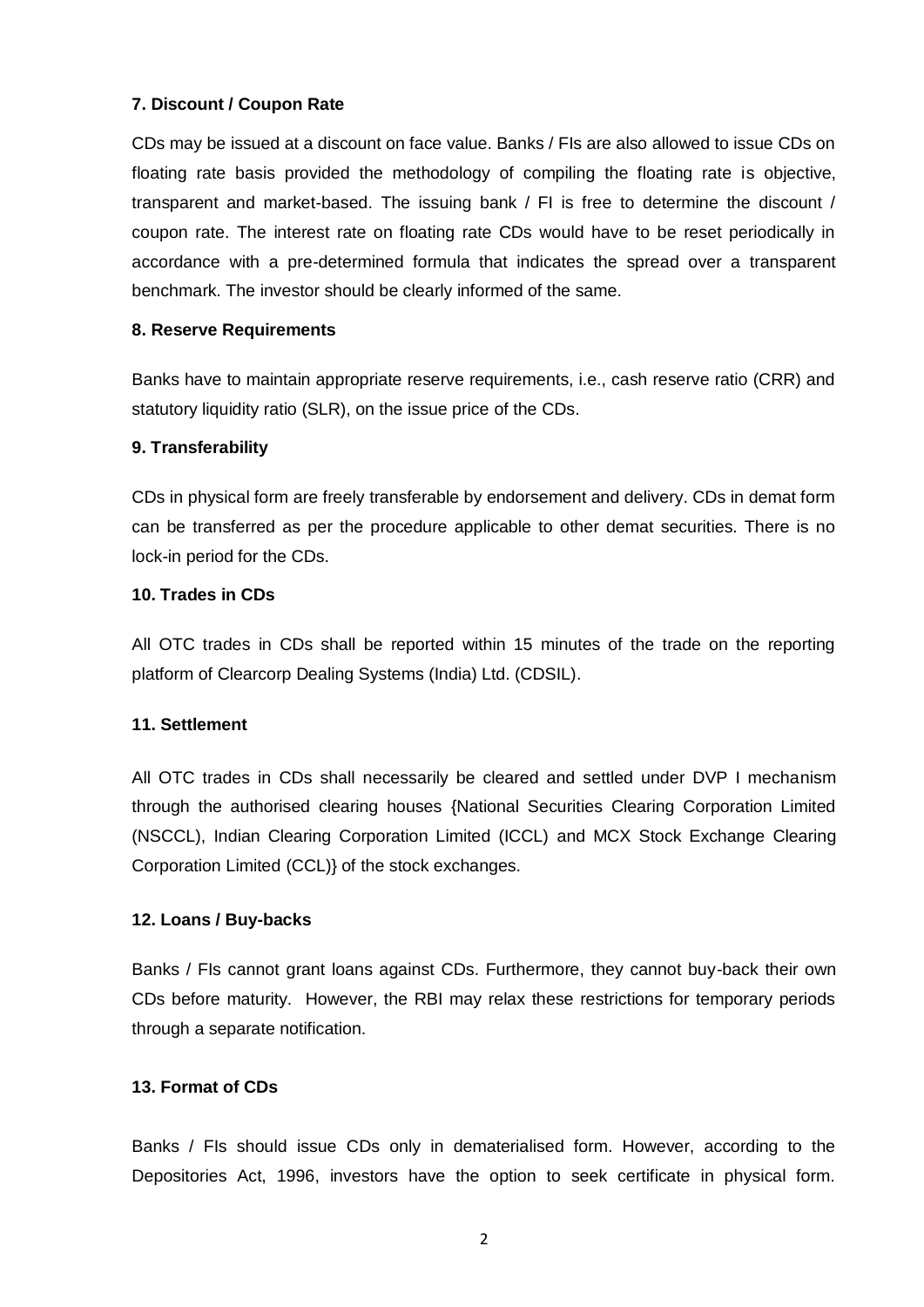### 7. Discount / Coupon Rate

CDs may be issued at a discount on face value. Banks / FIs are also allowed to issue CDs on floating rate basis provided the methodology of compiling the floating rate is objective, transparent and market-based. The issuing bank / FI is free to determine the discount / coupon rate. The interest rate on floating rate CDs would have to be reset periodically in accordance with a pre-determined formula that indicates the spread over a transparent benchmark. The investor should be clearly informed of the same.

### 8. Reserve Requirements

Banks have to maintain appropriate reserve requirements, i.e., cash reserve ratio (CRR) and statutory liquidity ratio (SLR), on the issue price of the CDs.

### 9. Transferability

CDs in physical form are freely transferable by endorsement and delivery. CDs in demat form can be transferred as per the procedure applicable to other demat securities. There is no lock-in period for the CDs.

### 10. Trades in CDs

All OTC trades in CDs shall be reported within 15 minutes of the trade on the reporting platform of Clearcorp Dealing Systems (India) Ltd. (CDSIL).

### 11. Settlement

All OTC trades in CDs shall necessarily be cleared and settled under DVP I mechanism through the authorised clearing houses {National Securities Clearing Corporation Limited (NSCCL), Indian Clearing Corporation Limited (ICCL) and MCX Stock Exchange Clearing Corporation Limited (CCL)} of the stock exchanges.

### 12. Loans / Buy-backs

Banks / FIs cannot grant loans against CDs. Furthermore, they cannot buy-back their own CDs before maturity. However, the RBI may relax these restrictions for temporary periods through a separate notification.

### 13. Format of CDs

Banks / FIs should issue CDs only in dematerialised form. However, according to the Depositories Act, 1996, investors have the option to seek certificate in physical form.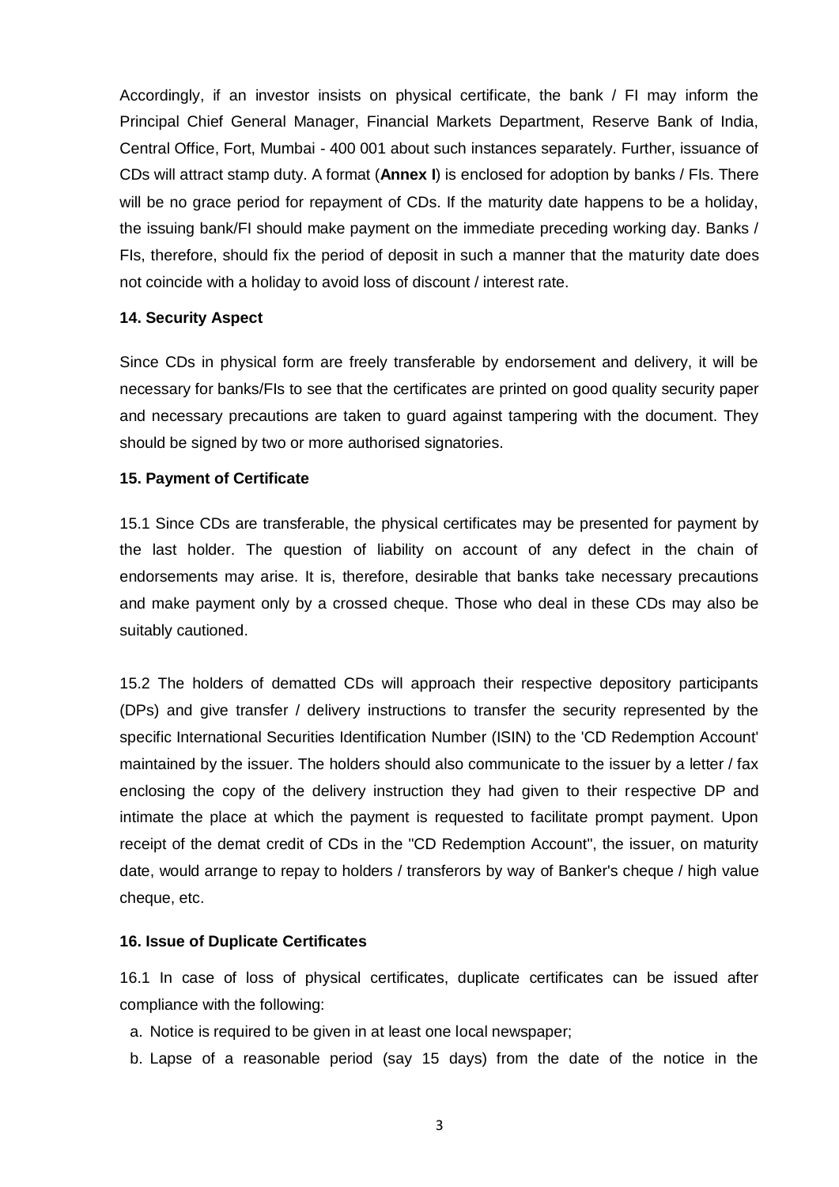Accordingly, if an investor insists on physical certificate, the bank / FI may inform the Principal Chief General Manager, Financial Markets Department, Reserve Bank of India, Central Office, Fort, Mumbai - 400 001 about such instances separately. Further, issuance of CDs will attract stamp duty. A format (**Annex I**) is enclosed for adoption by banks / FIs. There will be no grace period for repayment of CDs. If the maturity date happens to be a holiday, the issuing bank/FI should make payment on the immediate preceding working day. Banks / FIs, therefore, should fix the period of deposit in such a manner that the maturity date does not coincide with a holiday to avoid loss of discount / interest rate.

**14. Security Aspect**

Since CDs in physical form are freely transferable by endorsement and delivery, it will be necessary for banks/FIs to see that the certificates are printed on good quality security paper and necessary precautions are taken to guard against tampering with the document. They should be signed by two or more authorised signatories.

**15. Payment of Certificate**

15.1 Since CDs are transferable, the physical certificates may be presented for payment by the last holder. The question of liability on account of any defect in the chain of endorsements may arise. It is, therefore, desirable that banks take necessary precautions and make payment only by a crossed cheque. Those who deal in these CDs may also be suitably cautioned.

15.2 The holders of dematted CDs will approach their respective depository participants (DPs) and give transfer / delivery instructions to transfer the security represented by the specific International Securities Identification Number (ISIN) to the 'CD Redemption Account' maintained by the issuer. The holders should also communicate to the issuer by a letter / fax enclosing the copy of the delivery instruction they had given to their respective DP and intimate the place at which the payment is requested to facilitate prompt payment. Upon receipt of the demat credit of CDs in the "CD Redemption Account", the issuer, on maturity date, would arrange to repay to holders / transferors by way of Banker's cheque / high value cheque, etc.

**16. Issue of Duplicate Certificates**

16.1 In case of loss of physical certificates, duplicate certificates can be issued after compliance with the following:

a. Notice is required to be given in at least one local newspaper;
b. Lapse of a reasonable period (say 15 days) from the date of the notice in the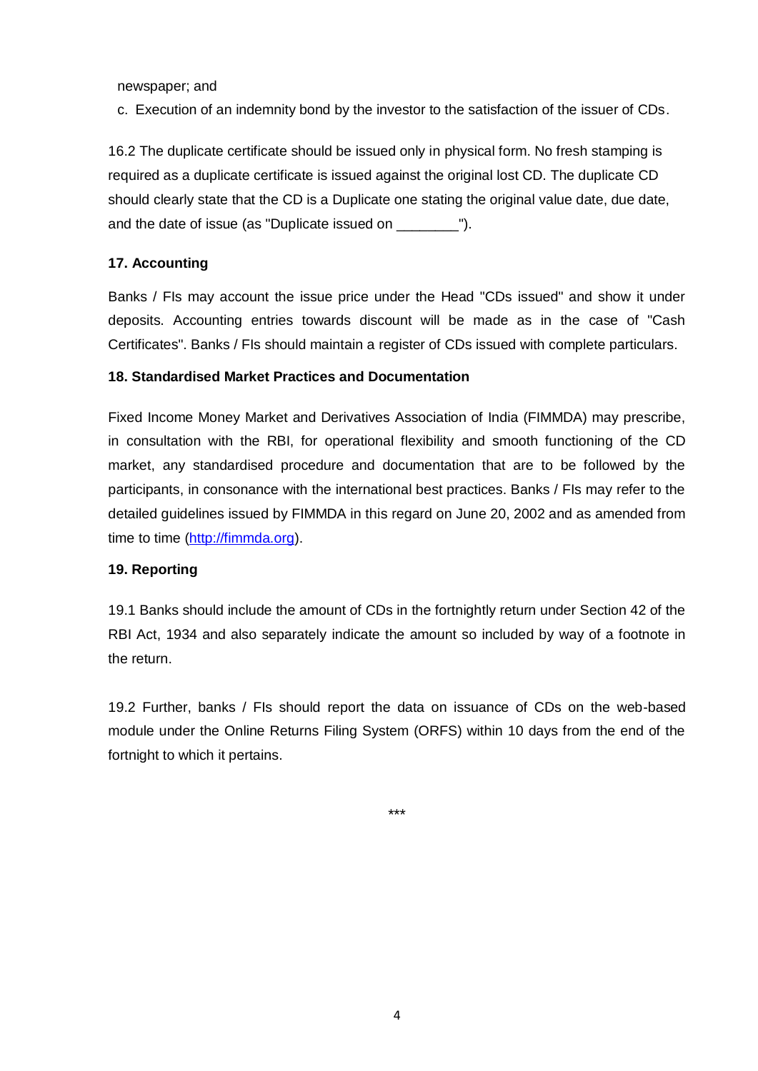newspaper; and

c. Execution of an indemnity bond by the investor to the satisfaction of the issuer of CDs.

16.2 The duplicate certificate should be issued only in physical form. No fresh stamping is required as a duplicate certificate is issued against the original lost CD. The duplicate CD should clearly state that the CD is a Duplicate one stating the original value date, due date, and the date of issue (as "Duplicate issued on ________").

**17. Accounting**

Banks / FIs may account the issue price under the Head "CDs issued" and show it under deposits. Accounting entries towards discount will be made as in the case of "Cash Certificates". Banks / FIs should maintain a register of CDs issued with complete particulars.

**18. Standardised Market Practices and Documentation**

Fixed Income Money Market and Derivatives Association of India (FIMMDA) may prescribe, in consultation with the RBI, for operational flexibility and smooth functioning of the CD market, any standardised procedure and documentation that are to be followed by the participants, in consonance with the international best practices. Banks / FIs may refer to the detailed guidelines issued by FIMMDA in this regard on June 20, 2002 and as amended from time to time (http://fimmda.org).

**19. Reporting**

19.1 Banks should include the amount of CDs in the fortnightly return under Section 42 of the RBI Act, 1934 and also separately indicate the amount so included by way of a footnote in the return.

19.2 Further, banks / FIs should report the data on issuance of CDs on the web-based module under the Online Returns Filing System (ORFS) within 10 days from the end of the fortnight to which it pertains.

***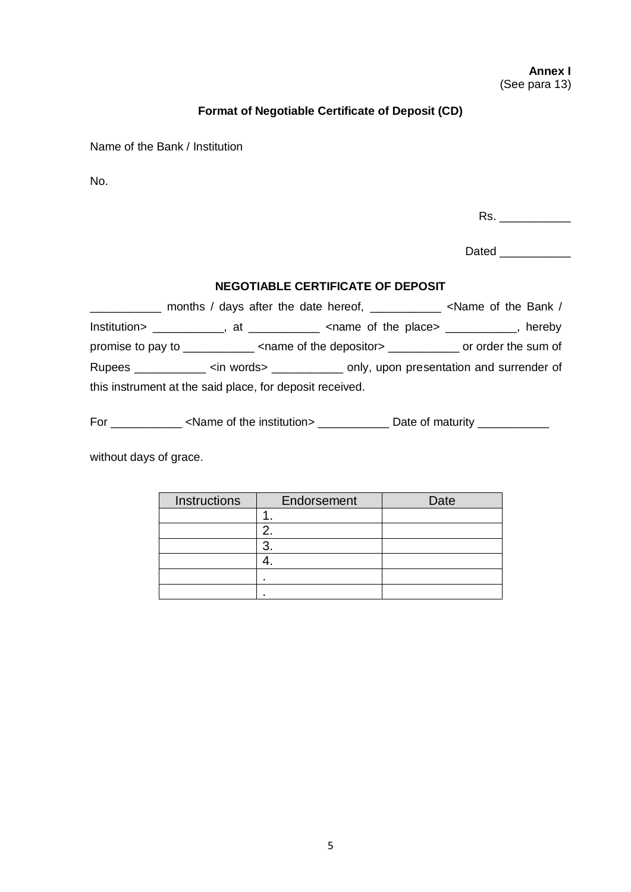**Annex I**
(See para 13)

**Format of Negotiable Certificate of Deposit (CD)**

Name of the Bank / Institution

No.

Rs. ___________

Dated ___________

**NEGOTIABLE CERTIFICATE OF DEPOSIT**

___________ months / days after the date hereof, ___________ <Name of the Bank / Institution> ___________, at ___________ <name of the place> ___________, hereby promise to pay to ___________ <name of the depositor> ___________ or order the sum of Rupees ___________ <in words> ___________ only, upon presentation and surrender of this instrument at the said place, for deposit received.

For ___________ <Name of the institution> ___________ Date of maturity ___________

without days of grace.

| Instructions | Endorsement | Date |
|---|---|---|
| | 1. | |
| | 2. | |
| | 3. | |
| | 4. | |
| | . | |
| | . | |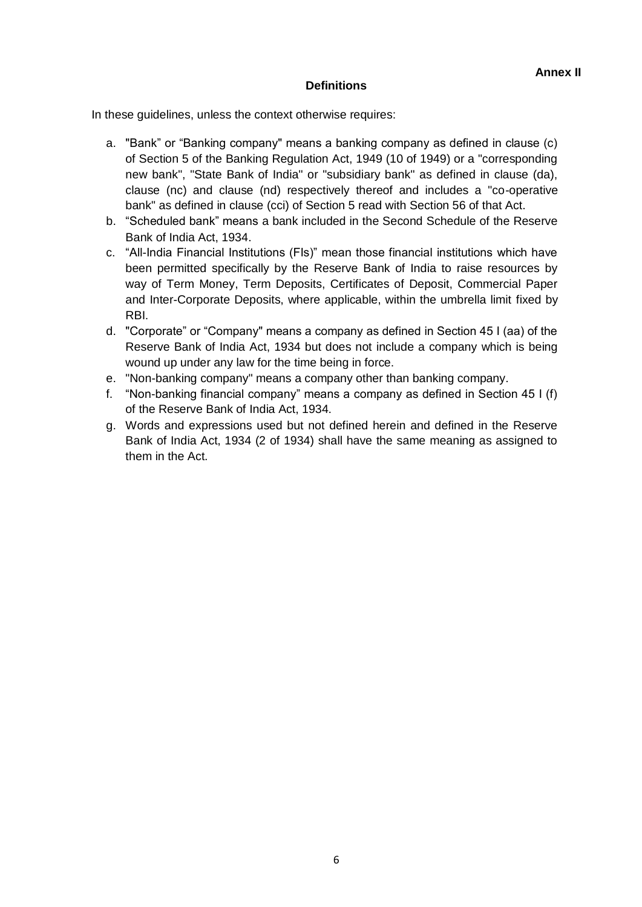**Annex II**

## Definitions

In these guidelines, unless the context otherwise requires:

a. "Bank" or "Banking company" means a banking company as defined in clause (c) of Section 5 of the Banking Regulation Act, 1949 (10 of 1949) or a "corresponding new bank", "State Bank of India" or "subsidiary bank" as defined in clause (da), clause (nc) and clause (nd) respectively thereof and includes a "co-operative bank" as defined in clause (cci) of Section 5 read with Section 56 of that Act.

b. "Scheduled bank" means a bank included in the Second Schedule of the Reserve Bank of India Act, 1934.

c. "All-India Financial Institutions (FIs)" mean those financial institutions which have been permitted specifically by the Reserve Bank of India to raise resources by way of Term Money, Term Deposits, Certificates of Deposit, Commercial Paper and Inter-Corporate Deposits, where applicable, within the umbrella limit fixed by RBI.

d. "Corporate" or "Company" means a company as defined in Section 45 I (aa) of the Reserve Bank of India Act, 1934 but does not include a company which is being wound up under any law for the time being in force.

e. "Non-banking company" means a company other than banking company.

f. "Non-banking financial company" means a company as defined in Section 45 I (f) of the Reserve Bank of India Act, 1934.

g. Words and expressions used but not defined herein and defined in the Reserve Bank of India Act, 1934 (2 of 1934) shall have the same meaning as assigned to them in the Act.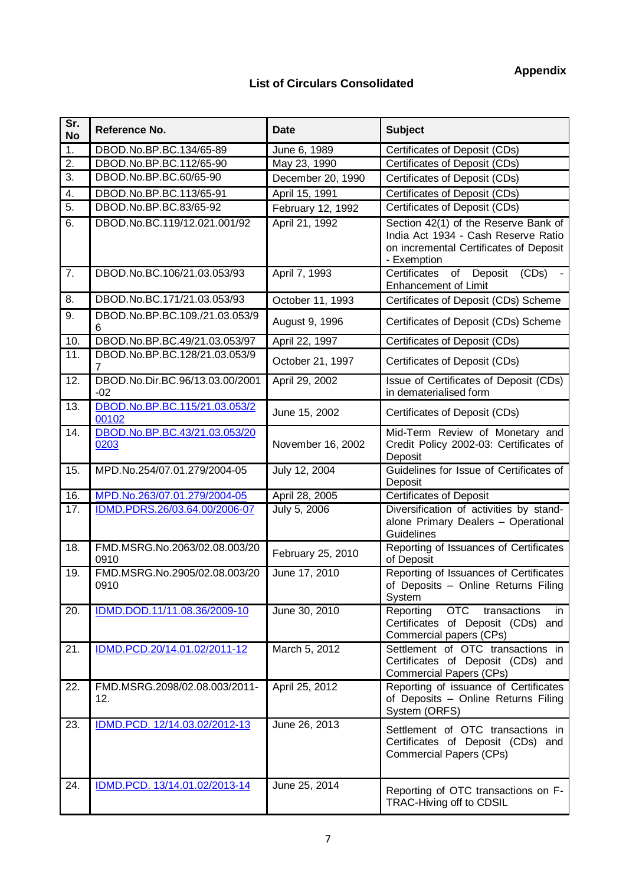**Appendix**

**List of Circulars Consolidated**

| Sr. No | Reference No. | Date | Subject |
|---|---|---|---|
| 1. | DBOD.No.BP.BC.134/65-89 | June 6, 1989 | Certificates of Deposit (CDs) |
| 2. | DBOD.No.BP.BC.112/65-90 | May 23, 1990 | Certificates of Deposit (CDs) |
| 3. | DBOD.No.BP.BC.60/65-90 | December 20, 1990 | Certificates of Deposit (CDs) |
| 4. | DBOD.No.BP.BC.113/65-91 | April 15, 1991 | Certificates of Deposit (CDs) |
| 5. | DBOD.No.BP.BC.83/65-92 | February 12, 1992 | Certificates of Deposit (CDs) |
| 6. | DBOD.No.BC.119/12.021.001/92 | April 21, 1992 | Section 42(1) of the Reserve Bank of India Act 1934 - Cash Reserve Ratio on incremental Certificates of Deposit - Exemption |
| 7. | DBOD.No.BC.106/21.03.053/93 | April 7, 1993 | Certificates of Deposit (CDs) - Enhancement of Limit |
| 8. | DBOD.No.BC.171/21.03.053/93 | October 11, 1993 | Certificates of Deposit (CDs) Scheme |
| 9. | DBOD.No.BP.BC.109./21.03.053/96 | August 9, 1996 | Certificates of Deposit (CDs) Scheme |
| 10. | DBOD.No.BP.BC.49/21.03.053/97 | April 22, 1997 | Certificates of Deposit (CDs) |
| 11. | DBOD.No.BP.BC.128/21.03.053/97 | October 21, 1997 | Certificates of Deposit (CDs) |
| 12. | DBOD.No.Dir.BC.96/13.03.00/2001-02 | April 29, 2002 | Issue of Certificates of Deposit (CDs) in dematerialised form |
| 13. | DBOD.No.BP.BC.115/21.03.053/200102 | June 15, 2002 | Certificates of Deposit (CDs) |
| 14. | DBOD.No.BP.BC.43/21.03.053/200203 | November 16, 2002 | Mid-Term Review of Monetary and Credit Policy 2002-03: Certificates of Deposit |
| 15. | MPD.No.254/07.01.279/2004-05 | July 12, 2004 | Guidelines for Issue of Certificates of Deposit |
| 16. | MPD.No.263/07.01.279/2004-05 | April 28, 2005 | Certificates of Deposit |
| 17. | IDMD.PDRS.26/03.64.00/2006-07 | July 5, 2006 | Diversification of activities by stand-alone Primary Dealers – Operational Guidelines |
| 18. | FMD.MSRG.No.2063/02.08.003/200910 | February 25, 2010 | Reporting of Issuances of Certificates of Deposit |
| 19. | FMD.MSRG.No.2905/02.08.003/200910 | June 17, 2010 | Reporting of Issuances of Certificates of Deposits – Online Returns Filing System |
| 20. | IDMD.DOD.11/11.08.36/2009-10 | June 30, 2010 | Reporting OTC transactions in Certificates of Deposit (CDs) and Commercial papers (CPs) |
| 21. | IDMD.PCD.20/14.01.02/2011-12 | March 5, 2012 | Settlement of OTC transactions in Certificates of Deposit (CDs) and Commercial Papers (CPs) |
| 22. | FMD.MSRG.2098/02.08.003/2011-12. | April 25, 2012 | Reporting of issuance of Certificates of Deposits – Online Returns Filing System (ORFS) |
| 23. | IDMD.PCD. 12/14.03.02/2012-13 | June 26, 2013 | Settlement of OTC transactions in Certificates of Deposit (CDs) and Commercial Papers (CPs) |
| 24. | IDMD.PCD. 13/14.01.02/2013-14 | June 25, 2014 | Reporting of OTC transactions on F-TRAC-Hiving off to CDSIL |